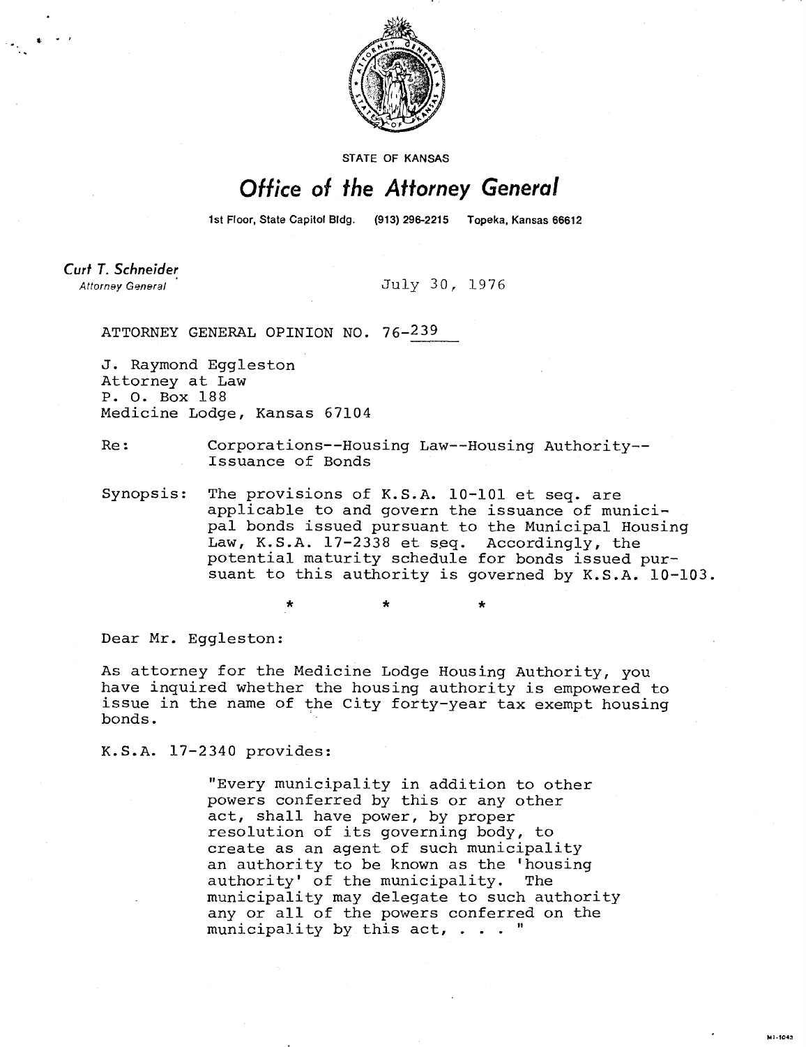STATE OF KANSAS

# Office of the Attorney General

1st Floor, State Capitol Bldg. (913) 296-2215 Topeka, Kansas 66612

*Curt T. Schneider*
Attorney General

July 30, 1976

ATTORNEY GENERAL OPINION NO. 76-239

J. Raymond Eggleston
Attorney at Law
P. O. Box 188
Medicine Lodge, Kansas 67104

Re: Corporations--Housing Law--Housing Authority--Issuance of Bonds

Synopsis: The provisions of K.S.A. 10-101 et seq. are applicable to and govern the issuance of municipal bonds issued pursuant to the Municipal Housing Law, K.S.A. 17-2338 et seq. Accordingly, the potential maturity schedule for bonds issued pursuant to this authority is governed by K.S.A. 10-103.

\*   \*   \*

Dear Mr. Eggleston:

As attorney for the Medicine Lodge Housing Authority, you have inquired whether the housing authority is empowered to issue in the name of the City forty-year tax exempt housing bonds.

K.S.A. 17-2340 provides:

> "Every municipality in addition to other powers conferred by this or any other act, shall have power, by proper resolution of its governing body, to create as an agent of such municipality an authority to be known as the 'housing authority' of the municipality. The municipality may delegate to such authority any or all of the powers conferred on the municipality by this act, . . . "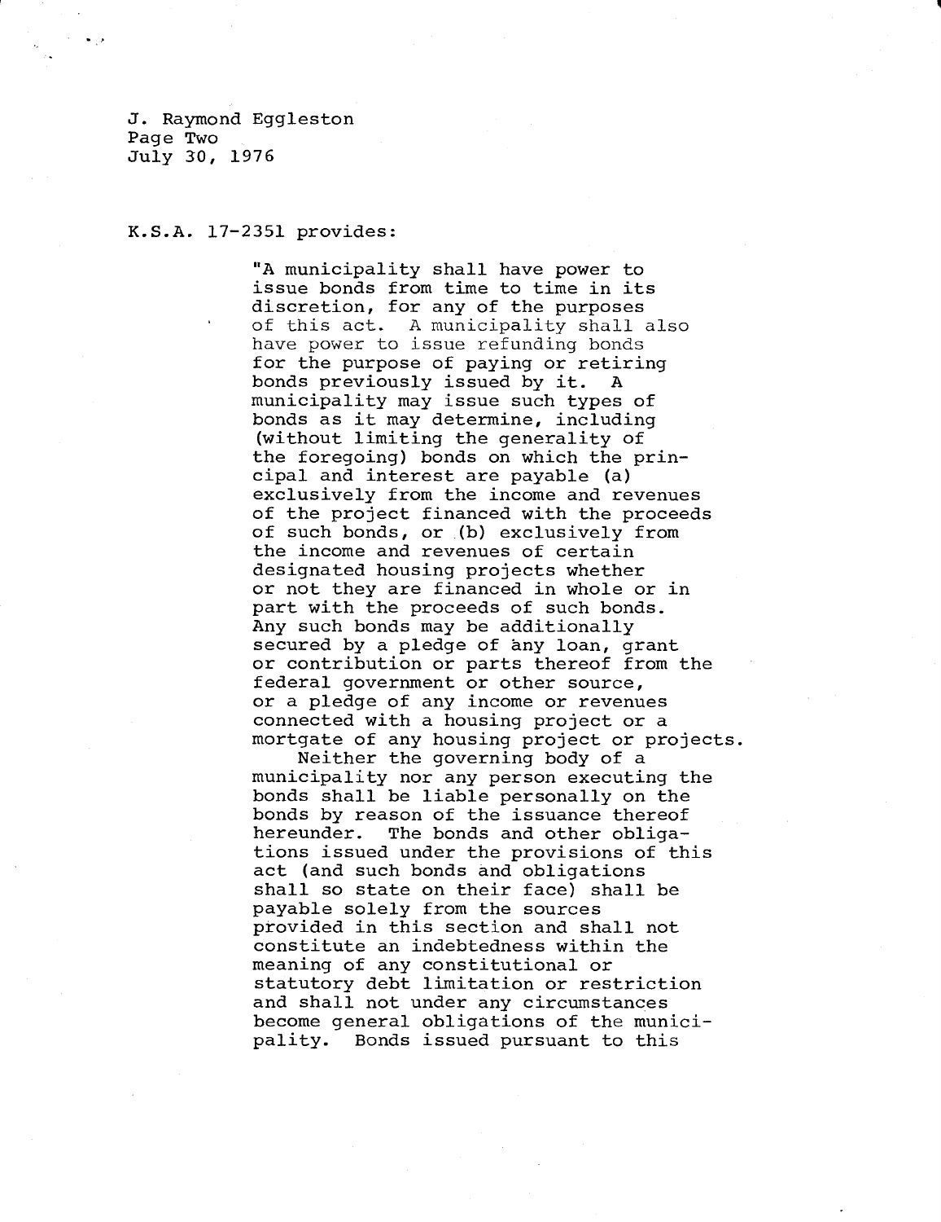J. Raymond Eggleston
Page Two
July 30, 1976

K.S.A. 17-2351 provides:

> "A municipality shall have power to issue bonds from time to time in its discretion, for any of the purposes of this act. A municipality shall also have power to issue refunding bonds for the purpose of paying or retiring bonds previously issued by it. A municipality may issue such types of bonds as it may determine, including (without limiting the generality of the foregoing) bonds on which the principal and interest are payable (a) exclusively from the income and revenues of the project financed with the proceeds of such bonds, or (b) exclusively from the income and revenues of certain designated housing projects whether or not they are financed in whole or in part with the proceeds of such bonds. Any such bonds may be additionally secured by a pledge of any loan, grant or contribution or parts thereof from the federal government or other source, or a pledge of any income or revenues connected with a housing project or a mortgate of any housing project or projects.
>
> Neither the governing body of a municipality nor any person executing the bonds shall be liable personally on the bonds by reason of the issuance thereof hereunder. The bonds and other obligations issued under the provisions of this act (and such bonds and obligations shall so state on their face) shall be payable solely from the sources provided in this section and shall not constitute an indebtedness within the meaning of any constitutional or statutory debt limitation or restriction and shall not under any circumstances become general obligations of the municipality. Bonds issued pursuant to this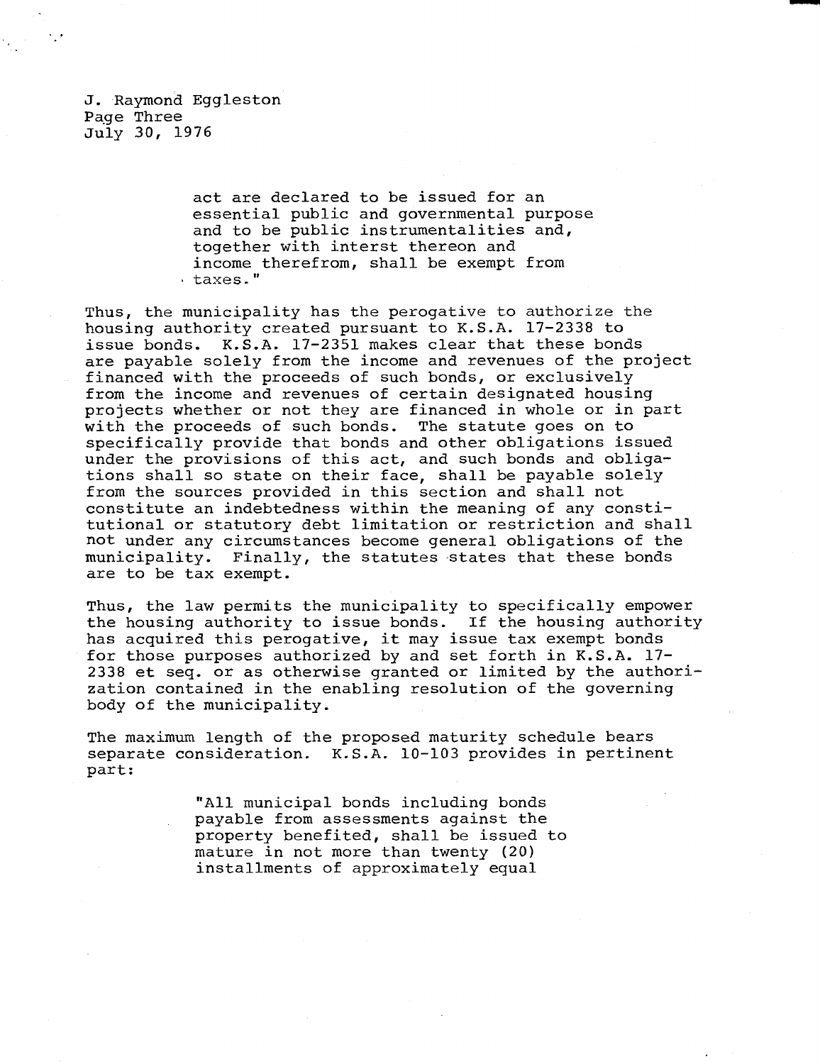> act are declared to be issued for an essential public and governmental purpose and to be public instrumentalities and, together with interst thereon and income therefrom, shall be exempt from taxes."

Thus, the municipality has the perogative to authorize the housing authority created pursuant to K.S.A. 17-2338 to issue bonds. K.S.A. 17-2351 makes clear that these bonds are payable solely from the income and revenues of the project financed with the proceeds of such bonds, or exclusively from the income and revenues of certain designated housing projects whether or not they are financed in whole or in part with the proceeds of such bonds. The statute goes on to specifically provide that bonds and other obligations issued under the provisions of this act, and such bonds and obligations shall so state on their face, shall be payable solely from the sources provided in this section and shall not constitute an indebtedness within the meaning of any constitutional or statutory debt limitation or restriction and shall not under any circumstances become general obligations of the municipality. Finally, the statutes states that these bonds are to be tax exempt.

Thus, the law permits the municipality to specifically empower the housing authority to issue bonds. If the housing authority has acquired this perogative, it may issue tax exempt bonds for those purposes authorized by and set forth in K.S.A. 17-2338 et seq. or as otherwise granted or limited by the authorization contained in the enabling resolution of the governing body of the municipality.

The maximum length of the proposed maturity schedule bears separate consideration. K.S.A. 10-103 provides in pertinent part:

> "All municipal bonds including bonds payable from assessments against the property benefited, shall be issued to mature in not more than twenty (20) installments of approximately equal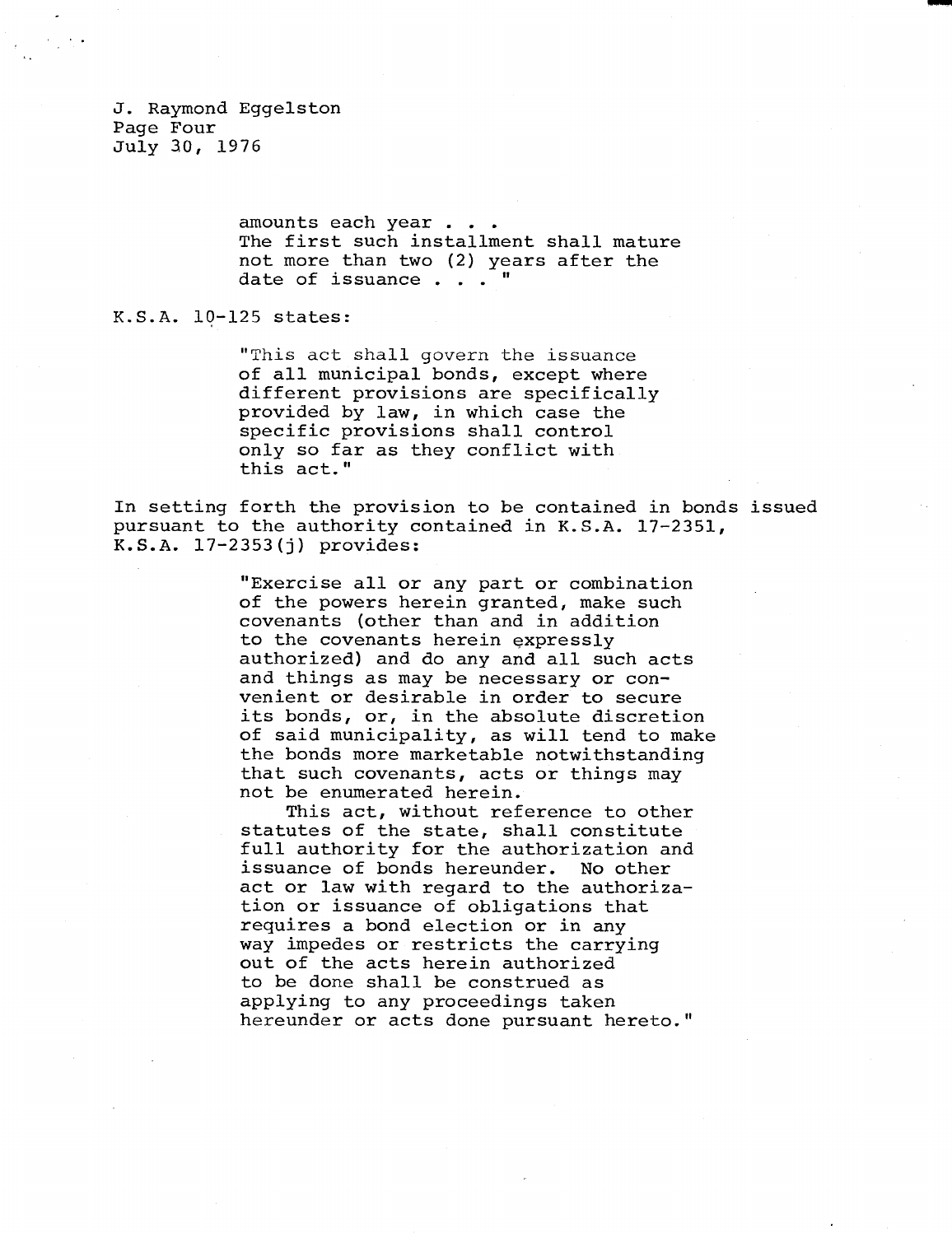> amounts each year . . .
> The first such installment shall mature not more than two (2) years after the date of issuance . . . "

K.S.A. 10-125 states:

> "This act shall govern the issuance of all municipal bonds, except where different provisions are specifically provided by law, in which case the specific provisions shall control only so far as they conflict with this act."

In setting forth the provision to be contained in bonds issued pursuant to the authority contained in K.S.A. 17-2351, K.S.A. 17-2353(j) provides:

> "Exercise all or any part or combination of the powers herein granted, make such covenants (other than and in addition to the covenants herein expressly authorized) and do any and all such acts and things as may be necessary or convenient or desirable in order to secure its bonds, or, in the absolute discretion of said municipality, as will tend to make the bonds more marketable notwithstanding that such covenants, acts or things may not be enumerated herein.
>
> This act, without reference to other statutes of the state, shall constitute full authority for the authorization and issuance of bonds hereunder. No other act or law with regard to the authorization or issuance of obligations that requires a bond election or in any way impedes or restricts the carrying out of the acts herein authorized to be done shall be construed as applying to any proceedings taken hereunder or acts done pursuant hereto."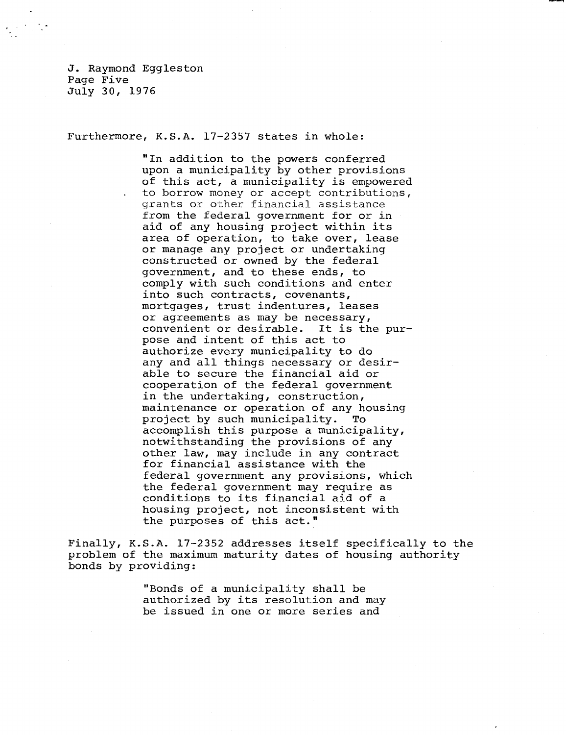Furthermore, K.S.A. 17-2357 states in whole:

> "In addition to the powers conferred upon a municipality by other provisions of this act, a municipality is empowered to borrow money or accept contributions, grants or other financial assistance from the federal government for or in aid of any housing project within its area of operation, to take over, lease or manage any project or undertaking constructed or owned by the federal government, and to these ends, to comply with such conditions and enter into such contracts, covenants, mortgages, trust indentures, leases or agreements as may be necessary, convenient or desirable. It is the purpose and intent of this act to authorize every municipality to do any and all things necessary or desirable to secure the financial aid or cooperation of the federal government in the undertaking, construction, maintenance or operation of any housing project by such municipality. To accomplish this purpose a municipality, notwithstanding the provisions of any other law, may include in any contract for financial assistance with the federal government any provisions, which the federal government may require as conditions to its financial aid of a housing project, not inconsistent with the purposes of this act."

Finally, K.S.A. 17-2352 addresses itself specifically to the problem of the maximum maturity dates of housing authority bonds by providing:

> "Bonds of a municipality shall be authorized by its resolution and may be issued in one or more series and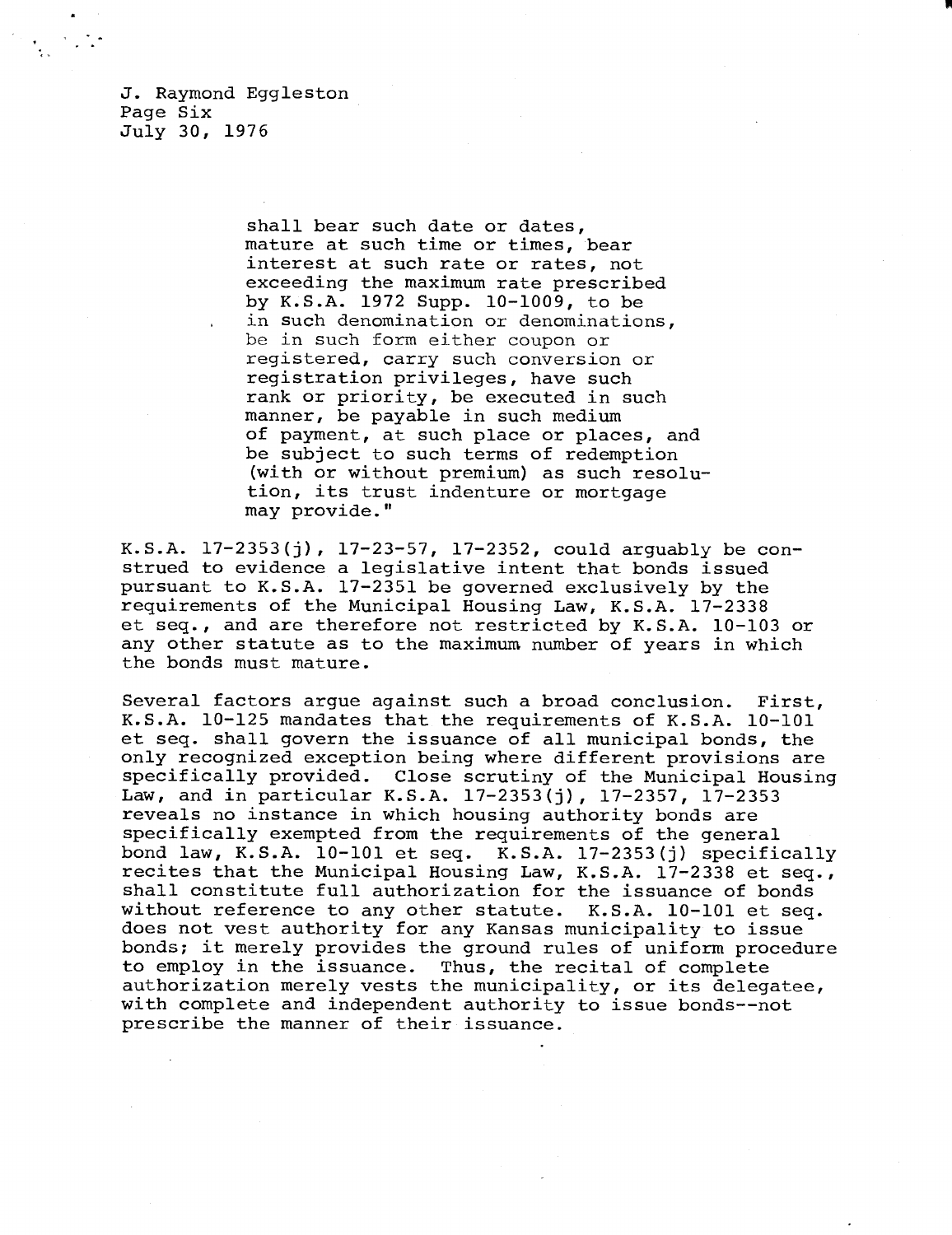> shall bear such date or dates, mature at such time or times, bear interest at such rate or rates, not exceeding the maximum rate prescribed by K.S.A. 1972 Supp. 10-1009, to be in such denomination or denominations, be in such form either coupon or registered, carry such conversion or registration privileges, have such rank or priority, be executed in such manner, be payable in such medium of payment, at such place or places, and be subject to such terms of redemption (with or without premium) as such resolution, its trust indenture or mortgage may provide."

K.S.A. 17-2353(j), 17-23-57, 17-2352, could arguably be construed to evidence a legislative intent that bonds issued pursuant to K.S.A. 17-2351 be governed exclusively by the requirements of the Municipal Housing Law, K.S.A. 17-2338 et seq., and are therefore not restricted by K.S.A. 10-103 or any other statute as to the maximum number of years in which the bonds must mature.

Several factors argue against such a broad conclusion. First, K.S.A. 10-125 mandates that the requirements of K.S.A. 10-101 et seq. shall govern the issuance of all municipal bonds, the only recognized exception being where different provisions are specifically provided. Close scrutiny of the Municipal Housing Law, and in particular K.S.A. 17-2353(j), 17-2357, 17-2353 reveals no instance in which housing authority bonds are specifically exempted from the requirements of the general bond law, K.S.A. 10-101 et seq. K.S.A. 17-2353(j) specifically recites that the Municipal Housing Law, K.S.A. 17-2338 et seq., shall constitute full authorization for the issuance of bonds without reference to any other statute. K.S.A. 10-101 et seq. does not vest authority for any Kansas municipality to issue bonds; it merely provides the ground rules of uniform procedure to employ in the issuance. Thus, the recital of complete authorization merely vests the municipality, or its delegatee, with complete and independent authority to issue bonds--not prescribe the manner of their issuance.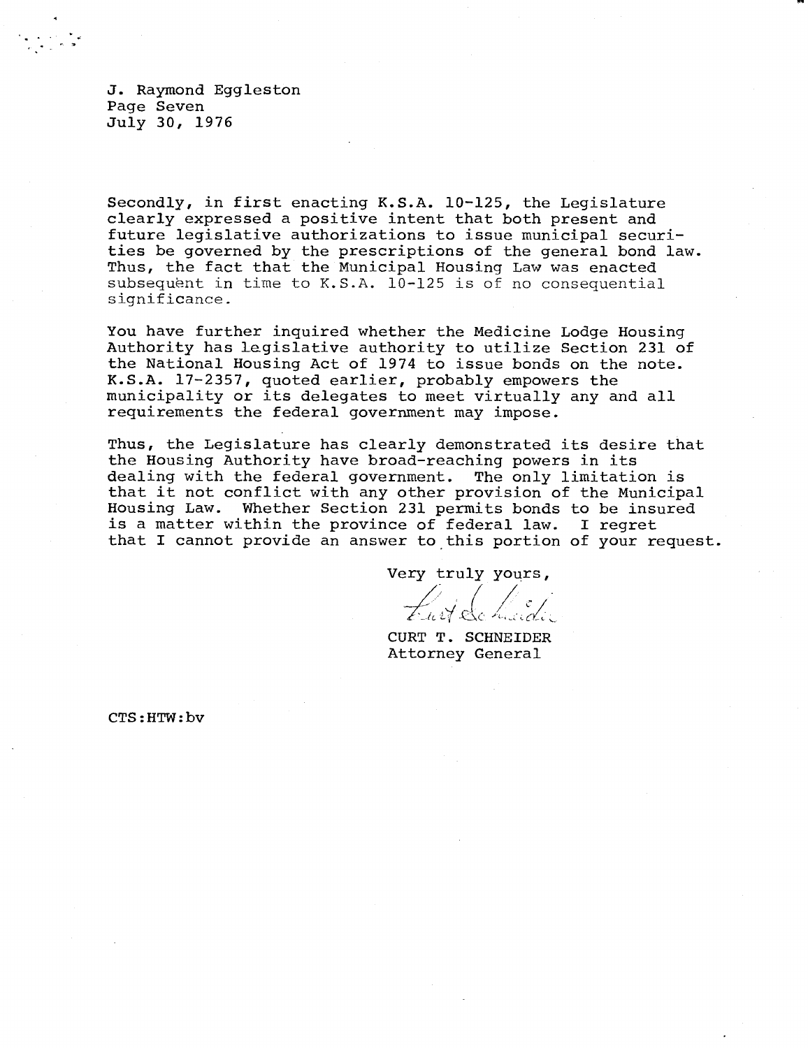Secondly, in first enacting K.S.A. 10-125, the Legislature clearly expressed a positive intent that both present and future legislative authorizations to issue municipal securities be governed by the prescriptions of the general bond law. Thus, the fact that the Municipal Housing Law was enacted subsequent in time to K.S.A. 10-125 is of no consequential significance.

You have further inquired whether the Medicine Lodge Housing Authority has legislative authority to utilize Section 231 of the National Housing Act of 1974 to issue bonds on the note. K.S.A. 17-2357, quoted earlier, probably empowers the municipality or its delegates to meet virtually any and all requirements the federal government may impose.

Thus, the Legislature has clearly demonstrated its desire that the Housing Authority have broad-reaching powers in its dealing with the federal government. The only limitation is that it not conflict with any other provision of the Municipal Housing Law. Whether Section 231 permits bonds to be insured is a matter within the province of federal law. I regret that I cannot provide an answer to this portion of your request.

Very truly yours,

CURT T. SCHNEIDER
Attorney General

CTS:HTW:bv